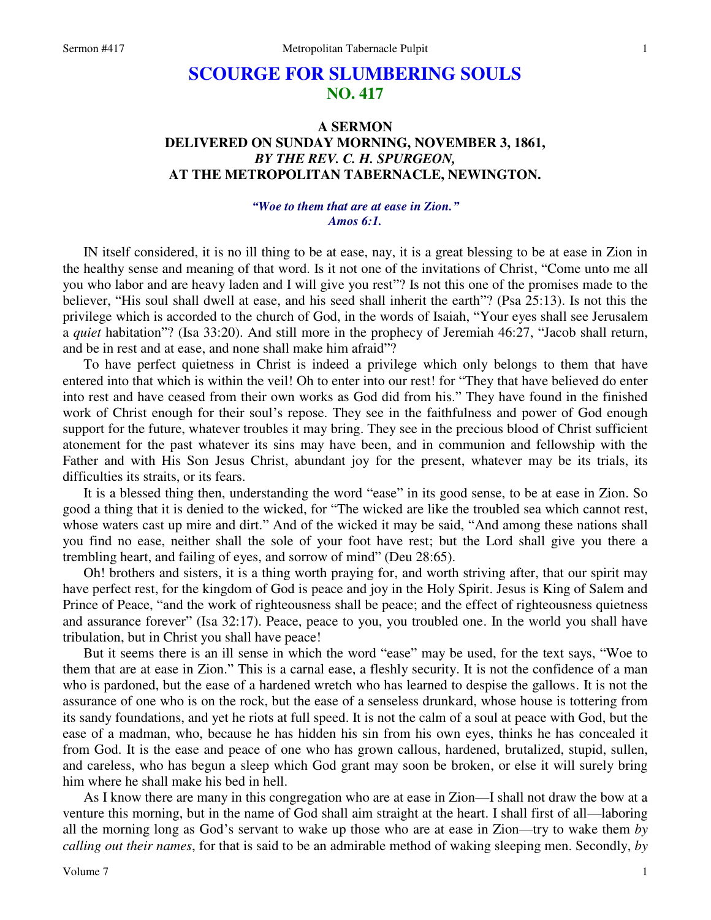# SCOURGE FOR SLUMBERING SOULS
## NO. 417

### A SERMON
### DELIVERED ON SUNDAY MORNING, NOVEMBER 3, 1861,
### *BY THE REV. C. H. SPURGEON,*
### AT THE METROPOLITAN TABERNACLE, NEWINGTON.

*"Woe to them that are at ease in Zion."*
*Amos 6:1.*

IN itself considered, it is no ill thing to be at ease, nay, it is a great blessing to be at ease in Zion in the healthy sense and meaning of that word. Is it not one of the invitations of Christ, "Come unto me all you who labor and are heavy laden and I will give you rest"? Is not this one of the promises made to the believer, "His soul shall dwell at ease, and his seed shall inherit the earth"? (Psa 25:13). Is not this the privilege which is accorded to the church of God, in the words of Isaiah, "Your eyes shall see Jerusalem a *quiet* habitation"? (Isa 33:20). And still more in the prophecy of Jeremiah 46:27, "Jacob shall return, and be in rest and at ease, and none shall make him afraid"?

To have perfect quietness in Christ is indeed a privilege which only belongs to them that have entered into that which is within the veil! Oh to enter into our rest! for "They that have believed do enter into rest and have ceased from their own works as God did from his." They have found in the finished work of Christ enough for their soul's repose. They see in the faithfulness and power of God enough support for the future, whatever troubles it may bring. They see in the precious blood of Christ sufficient atonement for the past whatever its sins may have been, and in communion and fellowship with the Father and with His Son Jesus Christ, abundant joy for the present, whatever may be its trials, its difficulties its straits, or its fears.

It is a blessed thing then, understanding the word "ease" in its good sense, to be at ease in Zion. So good a thing that it is denied to the wicked, for "The wicked are like the troubled sea which cannot rest, whose waters cast up mire and dirt." And of the wicked it may be said, "And among these nations shall you find no ease, neither shall the sole of your foot have rest; but the Lord shall give you there a trembling heart, and failing of eyes, and sorrow of mind" (Deu 28:65).

Oh! brothers and sisters, it is a thing worth praying for, and worth striving after, that our spirit may have perfect rest, for the kingdom of God is peace and joy in the Holy Spirit. Jesus is King of Salem and Prince of Peace, "and the work of righteousness shall be peace; and the effect of righteousness quietness and assurance forever" (Isa 32:17). Peace, peace to you, you troubled one. In the world you shall have tribulation, but in Christ you shall have peace!

But it seems there is an ill sense in which the word "ease" may be used, for the text says, "Woe to them that are at ease in Zion." This is a carnal ease, a fleshly security. It is not the confidence of a man who is pardoned, but the ease of a hardened wretch who has learned to despise the gallows. It is not the assurance of one who is on the rock, but the ease of a senseless drunkard, whose house is tottering from its sandy foundations, and yet he riots at full speed. It is not the calm of a soul at peace with God, but the ease of a madman, who, because he has hidden his sin from his own eyes, thinks he has concealed it from God. It is the ease and peace of one who has grown callous, hardened, brutalized, stupid, sullen, and careless, who has begun a sleep which God grant may soon be broken, or else it will surely bring him where he shall make his bed in hell.

As I know there are many in this congregation who are at ease in Zion—I shall not draw the bow at a venture this morning, but in the name of God shall aim straight at the heart. I shall first of all—laboring all the morning long as God's servant to wake up those who are at ease in Zion—try to wake them *by calling out their names*, for that is said to be an admirable method of waking sleeping men. Secondly, *by*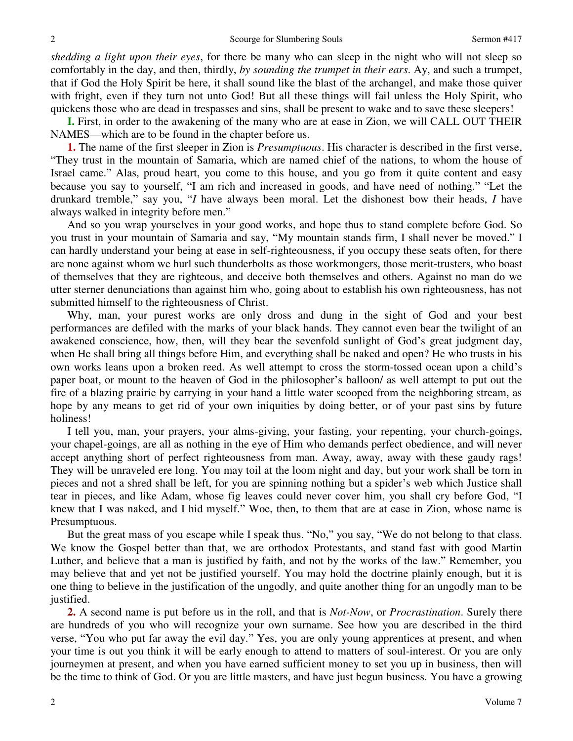*shedding a light upon their eyes*, for there be many who can sleep in the night who will not sleep so comfortably in the day, and then, thirdly, *by sounding the trumpet in their ears*. Ay, and such a trumpet, that if God the Holy Spirit be here, it shall sound like the blast of the archangel, and make those quiver with fright, even if they turn not unto God! But all these things will fail unless the Holy Spirit, who quickens those who are dead in trespasses and sins, shall be present to wake and to save these sleepers!

**I.** First, in order to the awakening of the many who are at ease in Zion, we will CALL OUT THEIR NAMES—which are to be found in the chapter before us.

**1.** The name of the first sleeper in Zion is *Presumptuous*. His character is described in the first verse, "They trust in the mountain of Samaria, which are named chief of the nations, to whom the house of Israel came." Alas, proud heart, you come to this house, and you go from it quite content and easy because you say to yourself, "I am rich and increased in goods, and have need of nothing." "Let the drunkard tremble," say you, "*I* have always been moral. Let the dishonest bow their heads, *I* have always walked in integrity before men."

And so you wrap yourselves in your good works, and hope thus to stand complete before God. So you trust in your mountain of Samaria and say, "My mountain stands firm, I shall never be moved." I can hardly understand your being at ease in self-righteousness, if you occupy these seats often, for there are none against whom we hurl such thunderbolts as those workmongers, those merit-trusters, who boast of themselves that they are righteous, and deceive both themselves and others. Against no man do we utter sterner denunciations than against him who, going about to establish his own righteousness, has not submitted himself to the righteousness of Christ.

Why, man, your purest works are only dross and dung in the sight of God and your best performances are defiled with the marks of your black hands. They cannot even bear the twilight of an awakened conscience, how, then, will they bear the sevenfold sunlight of God's great judgment day, when He shall bring all things before Him, and everything shall be naked and open? He who trusts in his own works leans upon a broken reed. As well attempt to cross the storm-tossed ocean upon a child's paper boat, or mount to the heaven of God in the philosopher's balloon/ as well attempt to put out the fire of a blazing prairie by carrying in your hand a little water scooped from the neighboring stream, as hope by any means to get rid of your own iniquities by doing better, or of your past sins by future holiness!

I tell you, man, your prayers, your alms-giving, your fasting, your repenting, your church-goings, your chapel-goings, are all as nothing in the eye of Him who demands perfect obedience, and will never accept anything short of perfect righteousness from man. Away, away, away with these gaudy rags! They will be unraveled ere long. You may toil at the loom night and day, but your work shall be torn in pieces and not a shred shall be left, for you are spinning nothing but a spider's web which Justice shall tear in pieces, and like Adam, whose fig leaves could never cover him, you shall cry before God, "I knew that I was naked, and I hid myself." Woe, then, to them that are at ease in Zion, whose name is Presumptuous.

But the great mass of you escape while I speak thus. "No," you say, "We do not belong to that class. We know the Gospel better than that, we are orthodox Protestants, and stand fast with good Martin Luther, and believe that a man is justified by faith, and not by the works of the law." Remember, you may believe that and yet not be justified yourself. You may hold the doctrine plainly enough, but it is one thing to believe in the justification of the ungodly, and quite another thing for an ungodly man to be justified.

**2.** A second name is put before us in the roll, and that is *Not-Now*, or *Procrastination*. Surely there are hundreds of you who will recognize your own surname. See how you are described in the third verse, "You who put far away the evil day." Yes, you are only young apprentices at present, and when your time is out you think it will be early enough to attend to matters of soul-interest. Or you are only journeymen at present, and when you have earned sufficient money to set you up in business, then will be the time to think of God. Or you are little masters, and have just begun business. You have a growing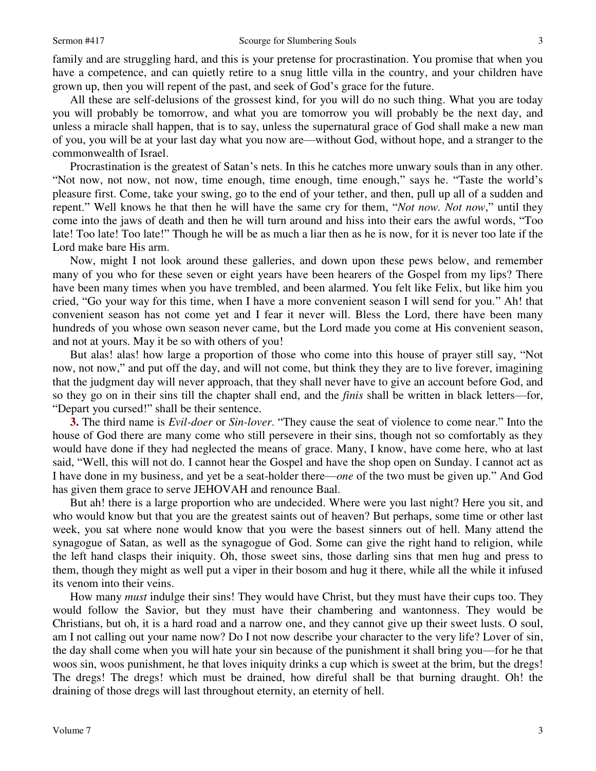family and are struggling hard, and this is your pretense for procrastination. You promise that when you have a competence, and can quietly retire to a snug little villa in the country, and your children have grown up, then you will repent of the past, and seek of God's grace for the future.

All these are self-delusions of the grossest kind, for you will do no such thing. What you are today you will probably be tomorrow, and what you are tomorrow you will probably be the next day, and unless a miracle shall happen, that is to say, unless the supernatural grace of God shall make a new man of you, you will be at your last day what you now are—without God, without hope, and a stranger to the commonwealth of Israel.

Procrastination is the greatest of Satan's nets. In this he catches more unwary souls than in any other. "Not now, not now, not now, time enough, time enough, time enough," says he. "Taste the world's pleasure first. Come, take your swing, go to the end of your tether, and then, pull up all of a sudden and repent." Well knows he that then he will have the same cry for them, "*Not now. Not now*," until they come into the jaws of death and then he will turn around and hiss into their ears the awful words, "Too late! Too late! Too late!" Though he will be as much a liar then as he is now, for it is never too late if the Lord make bare His arm.

Now, might I not look around these galleries, and down upon these pews below, and remember many of you who for these seven or eight years have been hearers of the Gospel from my lips? There have been many times when you have trembled, and been alarmed. You felt like Felix, but like him you cried, "Go your way for this time, when I have a more convenient season I will send for you." Ah! that convenient season has not come yet and I fear it never will. Bless the Lord, there have been many hundreds of you whose own season never came, but the Lord made you come at His convenient season, and not at yours. May it be so with others of you!

But alas! alas! how large a proportion of those who come into this house of prayer still say, "Not now, not now," and put off the day, and will not come, but think they they are to live forever, imagining that the judgment day will never approach, that they shall never have to give an account before God, and so they go on in their sins till the chapter shall end, and the *finis* shall be written in black letters—for, "Depart you cursed!" shall be their sentence.

**3.** The third name is *Evil-doer* or *Sin-lover*. "They cause the seat of violence to come near." Into the house of God there are many come who still persevere in their sins, though not so comfortably as they would have done if they had neglected the means of grace. Many, I know, have come here, who at last said, "Well, this will not do. I cannot hear the Gospel and have the shop open on Sunday. I cannot act as I have done in my business, and yet be a seat-holder there—*one* of the two must be given up." And God has given them grace to serve JEHOVAH and renounce Baal.

But ah! there is a large proportion who are undecided. Where were you last night? Here you sit, and who would know but that you are the greatest saints out of heaven? But perhaps, some time or other last week, you sat where none would know that you were the basest sinners out of hell. Many attend the synagogue of Satan, as well as the synagogue of God. Some can give the right hand to religion, while the left hand clasps their iniquity. Oh, those sweet sins, those darling sins that men hug and press to them, though they might as well put a viper in their bosom and hug it there, while all the while it infused its venom into their veins.

How many *must* indulge their sins! They would have Christ, but they must have their cups too. They would follow the Savior, but they must have their chambering and wantonness. They would be Christians, but oh, it is a hard road and a narrow one, and they cannot give up their sweet lusts. O soul, am I not calling out your name now? Do I not now describe your character to the very life? Lover of sin, the day shall come when you will hate your sin because of the punishment it shall bring you—for he that woos sin, woos punishment, he that loves iniquity drinks a cup which is sweet at the brim, but the dregs! The dregs! The dregs! which must be drained, how direful shall be that burning draught. Oh! the draining of those dregs will last throughout eternity, an eternity of hell.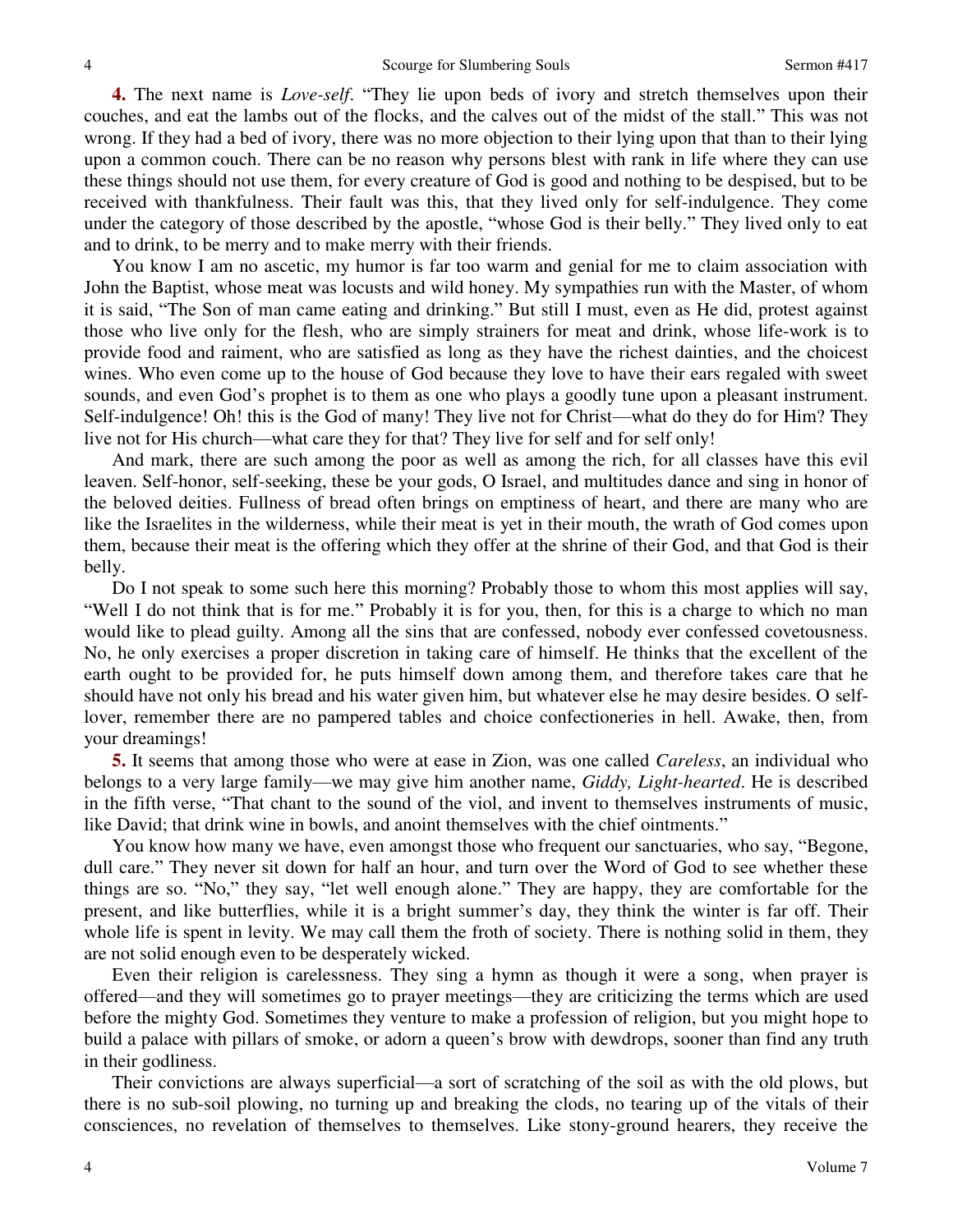**4.** The next name is *Love-self*. "They lie upon beds of ivory and stretch themselves upon their couches, and eat the lambs out of the flocks, and the calves out of the midst of the stall." This was not wrong. If they had a bed of ivory, there was no more objection to their lying upon that than to their lying upon a common couch. There can be no reason why persons blest with rank in life where they can use these things should not use them, for every creature of God is good and nothing to be despised, but to be received with thankfulness. Their fault was this, that they lived only for self-indulgence. They come under the category of those described by the apostle, "whose God is their belly." They lived only to eat and to drink, to be merry and to make merry with their friends.

You know I am no ascetic, my humor is far too warm and genial for me to claim association with John the Baptist, whose meat was locusts and wild honey. My sympathies run with the Master, of whom it is said, "The Son of man came eating and drinking." But still I must, even as He did, protest against those who live only for the flesh, who are simply strainers for meat and drink, whose life-work is to provide food and raiment, who are satisfied as long as they have the richest dainties, and the choicest wines. Who even come up to the house of God because they love to have their ears regaled with sweet sounds, and even God's prophet is to them as one who plays a goodly tune upon a pleasant instrument. Self-indulgence! Oh! this is the God of many! They live not for Christ—what do they do for Him? They live not for His church—what care they for that? They live for self and for self only!

And mark, there are such among the poor as well as among the rich, for all classes have this evil leaven. Self-honor, self-seeking, these be your gods, O Israel, and multitudes dance and sing in honor of the beloved deities. Fullness of bread often brings on emptiness of heart, and there are many who are like the Israelites in the wilderness, while their meat is yet in their mouth, the wrath of God comes upon them, because their meat is the offering which they offer at the shrine of their God, and that God is their belly.

Do I not speak to some such here this morning? Probably those to whom this most applies will say, "Well I do not think that is for me." Probably it is for you, then, for this is a charge to which no man would like to plead guilty. Among all the sins that are confessed, nobody ever confessed covetousness. No, he only exercises a proper discretion in taking care of himself. He thinks that the excellent of the earth ought to be provided for, he puts himself down among them, and therefore takes care that he should have not only his bread and his water given him, but whatever else he may desire besides. O self-lover, remember there are no pampered tables and choice confectioneries in hell. Awake, then, from your dreamings!

**5.** It seems that among those who were at ease in Zion, was one called *Careless*, an individual who belongs to a very large family—we may give him another name, *Giddy, Light-hearted*. He is described in the fifth verse, "That chant to the sound of the viol, and invent to themselves instruments of music, like David; that drink wine in bowls, and anoint themselves with the chief ointments."

You know how many we have, even amongst those who frequent our sanctuaries, who say, "Begone, dull care." They never sit down for half an hour, and turn over the Word of God to see whether these things are so. "No," they say, "let well enough alone." They are happy, they are comfortable for the present, and like butterflies, while it is a bright summer's day, they think the winter is far off. Their whole life is spent in levity. We may call them the froth of society. There is nothing solid in them, they are not solid enough even to be desperately wicked.

Even their religion is carelessness. They sing a hymn as though it were a song, when prayer is offered—and they will sometimes go to prayer meetings—they are criticizing the terms which are used before the mighty God. Sometimes they venture to make a profession of religion, but you might hope to build a palace with pillars of smoke, or adorn a queen's brow with dewdrops, sooner than find any truth in their godliness.

Their convictions are always superficial—a sort of scratching of the soil as with the old plows, but there is no sub-soil plowing, no turning up and breaking the clods, no tearing up of the vitals of their consciences, no revelation of themselves to themselves. Like stony-ground hearers, they receive the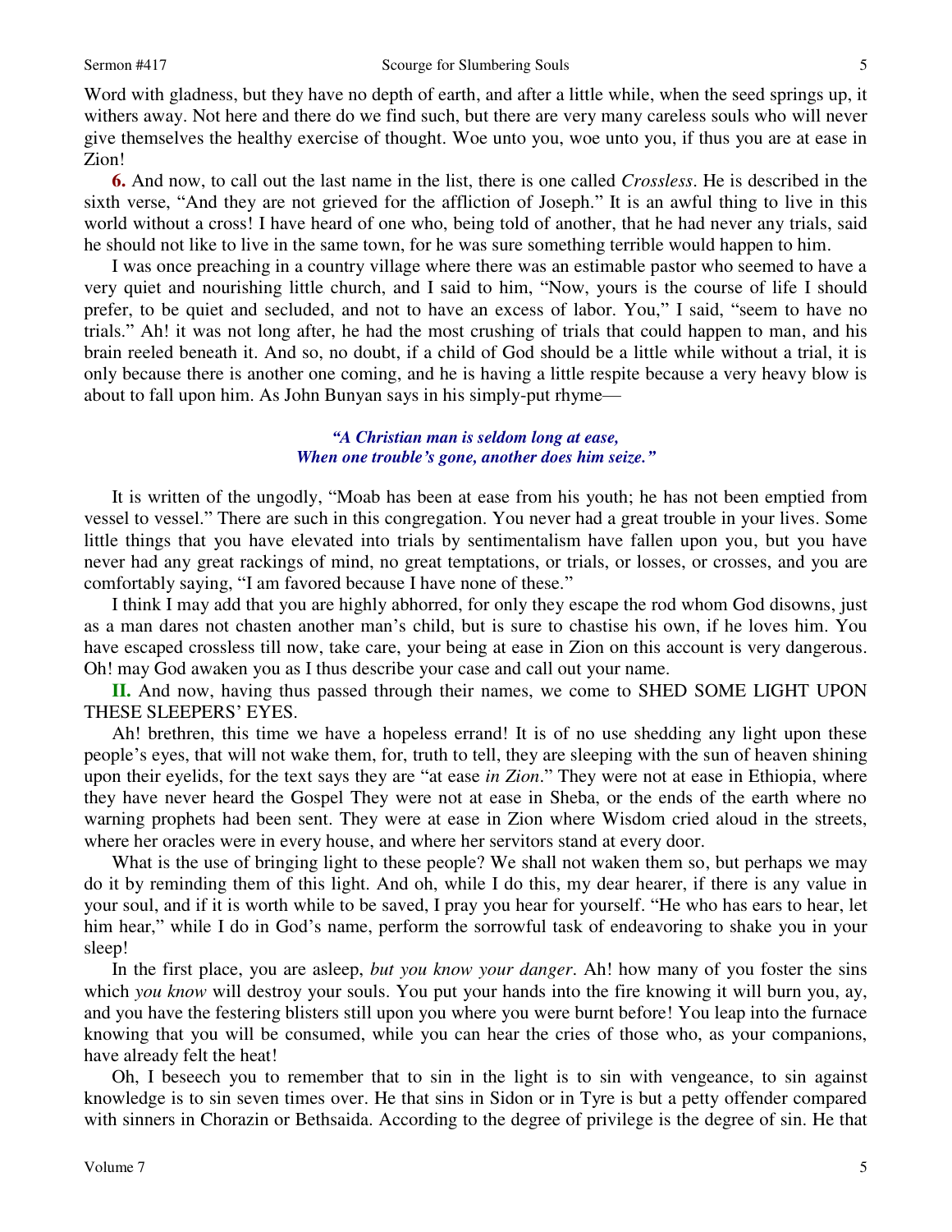Word with gladness, but they have no depth of earth, and after a little while, when the seed springs up, it withers away. Not here and there do we find such, but there are very many careless souls who will never give themselves the healthy exercise of thought. Woe unto you, woe unto you, if thus you are at ease in Zion!

**6.** And now, to call out the last name in the list, there is one called *Crossless*. He is described in the sixth verse, "And they are not grieved for the affliction of Joseph." It is an awful thing to live in this world without a cross! I have heard of one who, being told of another, that he had never any trials, said he should not like to live in the same town, for he was sure something terrible would happen to him.

I was once preaching in a country village where there was an estimable pastor who seemed to have a very quiet and nourishing little church, and I said to him, "Now, yours is the course of life I should prefer, to be quiet and secluded, and not to have an excess of labor. You," I said, "seem to have no trials." Ah! it was not long after, he had the most crushing of trials that could happen to man, and his brain reeled beneath it. And so, no doubt, if a child of God should be a little while without a trial, it is only because there is another one coming, and he is having a little respite because a very heavy blow is about to fall upon him. As John Bunyan says in his simply-put rhyme—

> ***"A Christian man is seldom long at ease,***
> ***When one trouble's gone, another does him seize."***

It is written of the ungodly, "Moab has been at ease from his youth; he has not been emptied from vessel to vessel." There are such in this congregation. You never had a great trouble in your lives. Some little things that you have elevated into trials by sentimentalism have fallen upon you, but you have never had any great rackings of mind, no great temptations, or trials, or losses, or crosses, and you are comfortably saying, "I am favored because I have none of these."

I think I may add that you are highly abhorred, for only they escape the rod whom God disowns, just as a man dares not chasten another man's child, but is sure to chastise his own, if he loves him. You have escaped crossless till now, take care, your being at ease in Zion on this account is very dangerous. Oh! may God awaken you as I thus describe your case and call out your name.

**II.** And now, having thus passed through their names, we come to SHED SOME LIGHT UPON THESE SLEEPERS' EYES.

Ah! brethren, this time we have a hopeless errand! It is of no use shedding any light upon these people's eyes, that will not wake them, for, truth to tell, they are sleeping with the sun of heaven shining upon their eyelids, for the text says they are "at ease *in Zion*." They were not at ease in Ethiopia, where they have never heard the Gospel They were not at ease in Sheba, or the ends of the earth where no warning prophets had been sent. They were at ease in Zion where Wisdom cried aloud in the streets, where her oracles were in every house, and where her servitors stand at every door.

What is the use of bringing light to these people? We shall not waken them so, but perhaps we may do it by reminding them of this light. And oh, while I do this, my dear hearer, if there is any value in your soul, and if it is worth while to be saved, I pray you hear for yourself. "He who has ears to hear, let him hear," while I do in God's name, perform the sorrowful task of endeavoring to shake you in your sleep!

In the first place, you are asleep, *but you know your danger*. Ah! how many of you foster the sins which *you know* will destroy your souls. You put your hands into the fire knowing it will burn you, ay, and you have the festering blisters still upon you where you were burnt before! You leap into the furnace knowing that you will be consumed, while you can hear the cries of those who, as your companions, have already felt the heat!

Oh, I beseech you to remember that to sin in the light is to sin with vengeance, to sin against knowledge is to sin seven times over. He that sins in Sidon or in Tyre is but a petty offender compared with sinners in Chorazin or Bethsaida. According to the degree of privilege is the degree of sin. He that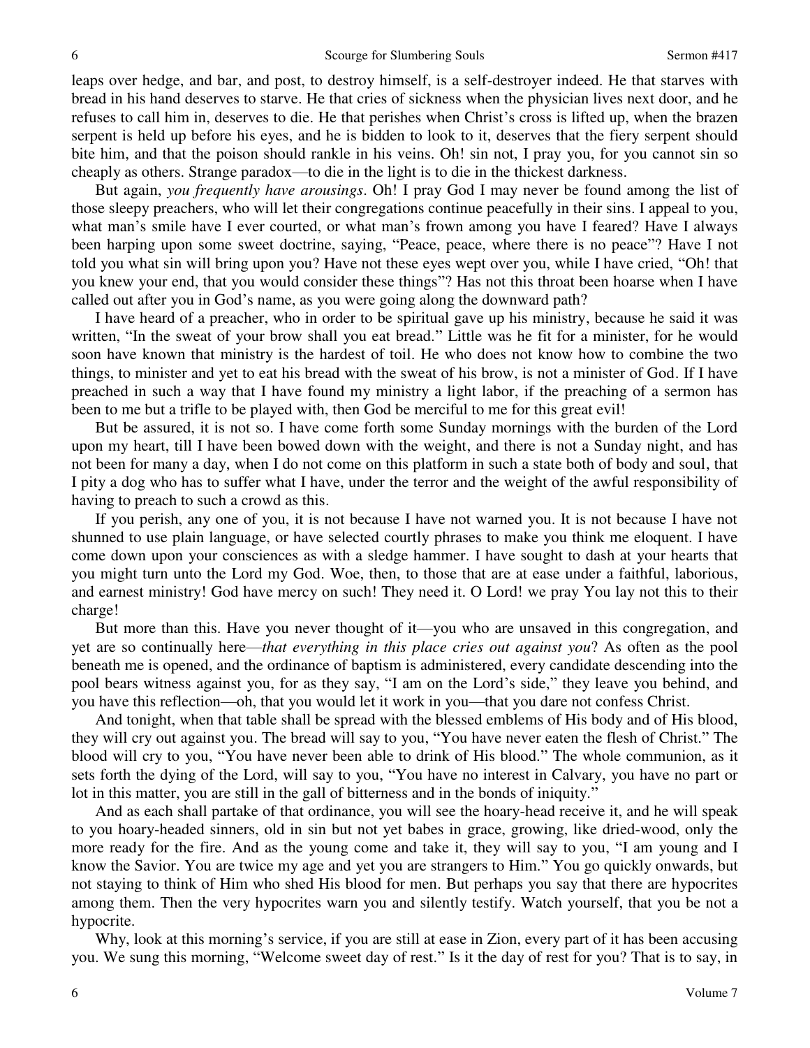leaps over hedge, and bar, and post, to destroy himself, is a self-destroyer indeed. He that starves with bread in his hand deserves to starve. He that cries of sickness when the physician lives next door, and he refuses to call him in, deserves to die. He that perishes when Christ's cross is lifted up, when the brazen serpent is held up before his eyes, and he is bidden to look to it, deserves that the fiery serpent should bite him, and that the poison should rankle in his veins. Oh! sin not, I pray you, for you cannot sin so cheaply as others. Strange paradox—to die in the light is to die in the thickest darkness.

But again, *you frequently have arousings*. Oh! I pray God I may never be found among the list of those sleepy preachers, who will let their congregations continue peacefully in their sins. I appeal to you, what man's smile have I ever courted, or what man's frown among you have I feared? Have I always been harping upon some sweet doctrine, saying, "Peace, peace, where there is no peace"? Have I not told you what sin will bring upon you? Have not these eyes wept over you, while I have cried, "Oh! that you knew your end, that you would consider these things"? Has not this throat been hoarse when I have called out after you in God's name, as you were going along the downward path?

I have heard of a preacher, who in order to be spiritual gave up his ministry, because he said it was written, "In the sweat of your brow shall you eat bread." Little was he fit for a minister, for he would soon have known that ministry is the hardest of toil. He who does not know how to combine the two things, to minister and yet to eat his bread with the sweat of his brow, is not a minister of God. If I have preached in such a way that I have found my ministry a light labor, if the preaching of a sermon has been to me but a trifle to be played with, then God be merciful to me for this great evil!

But be assured, it is not so. I have come forth some Sunday mornings with the burden of the Lord upon my heart, till I have been bowed down with the weight, and there is not a Sunday night, and has not been for many a day, when I do not come on this platform in such a state both of body and soul, that I pity a dog who has to suffer what I have, under the terror and the weight of the awful responsibility of having to preach to such a crowd as this.

If you perish, any one of you, it is not because I have not warned you. It is not because I have not shunned to use plain language, or have selected courtly phrases to make you think me eloquent. I have come down upon your consciences as with a sledge hammer. I have sought to dash at your hearts that you might turn unto the Lord my God. Woe, then, to those that are at ease under a faithful, laborious, and earnest ministry! God have mercy on such! They need it. O Lord! we pray You lay not this to their charge!

But more than this. Have you never thought of it—you who are unsaved in this congregation, and yet are so continually here—*that everything in this place cries out against you*? As often as the pool beneath me is opened, and the ordinance of baptism is administered, every candidate descending into the pool bears witness against you, for as they say, "I am on the Lord's side," they leave you behind, and you have this reflection—oh, that you would let it work in you—that you dare not confess Christ.

And tonight, when that table shall be spread with the blessed emblems of His body and of His blood, they will cry out against you. The bread will say to you, "You have never eaten the flesh of Christ." The blood will cry to you, "You have never been able to drink of His blood." The whole communion, as it sets forth the dying of the Lord, will say to you, "You have no interest in Calvary, you have no part or lot in this matter, you are still in the gall of bitterness and in the bonds of iniquity."

And as each shall partake of that ordinance, you will see the hoary-head receive it, and he will speak to you hoary-headed sinners, old in sin but not yet babes in grace, growing, like dried-wood, only the more ready for the fire. And as the young come and take it, they will say to you, "I am young and I know the Savior. You are twice my age and yet you are strangers to Him." You go quickly onwards, but not staying to think of Him who shed His blood for men. But perhaps you say that there are hypocrites among them. Then the very hypocrites warn you and silently testify. Watch yourself, that you be not a hypocrite.

Why, look at this morning's service, if you are still at ease in Zion, every part of it has been accusing you. We sung this morning, "Welcome sweet day of rest." Is it the day of rest for you? That is to say, in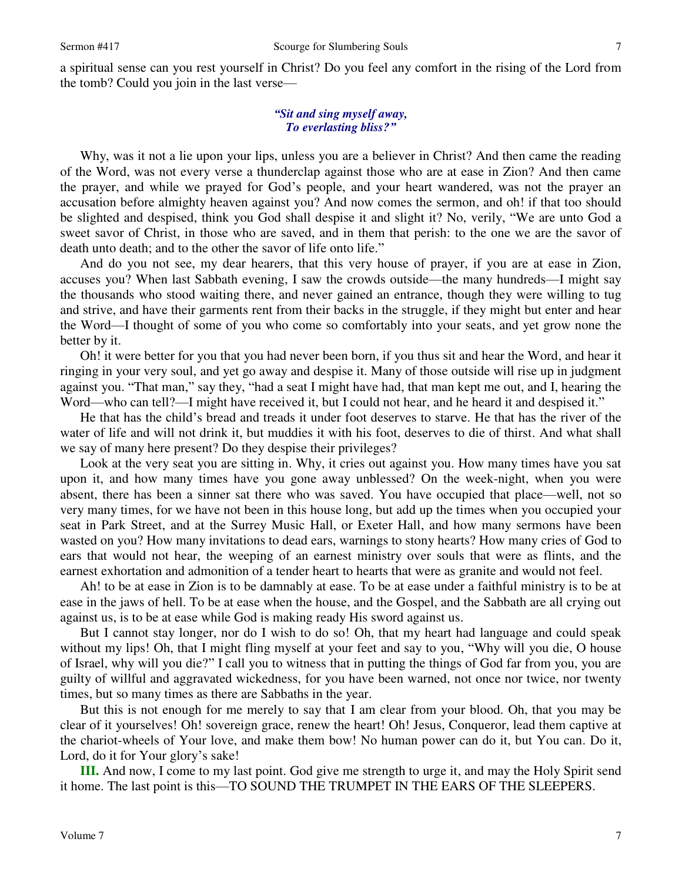a spiritual sense can you rest yourself in Christ? Do you feel any comfort in the rising of the Lord from the tomb? Could you join in the last verse—

*"Sit and sing myself away,*
*To everlasting bliss?"*

Why, was it not a lie upon your lips, unless you are a believer in Christ? And then came the reading of the Word, was not every verse a thunderclap against those who are at ease in Zion? And then came the prayer, and while we prayed for God's people, and your heart wandered, was not the prayer an accusation before almighty heaven against you? And now comes the sermon, and oh! if that too should be slighted and despised, think you God shall despise it and slight it? No, verily, "We are unto God a sweet savor of Christ, in those who are saved, and in them that perish: to the one we are the savor of death unto death; and to the other the savor of life onto life."

And do you not see, my dear hearers, that this very house of prayer, if you are at ease in Zion, accuses you? When last Sabbath evening, I saw the crowds outside—the many hundreds—I might say the thousands who stood waiting there, and never gained an entrance, though they were willing to tug and strive, and have their garments rent from their backs in the struggle, if they might but enter and hear the Word—I thought of some of you who come so comfortably into your seats, and yet grow none the better by it.

Oh! it were better for you that you had never been born, if you thus sit and hear the Word, and hear it ringing in your very soul, and yet go away and despise it. Many of those outside will rise up in judgment against you. "That man," say they, "had a seat I might have had, that man kept me out, and I, hearing the Word—who can tell?—I might have received it, but I could not hear, and he heard it and despised it."

He that has the child's bread and treads it under foot deserves to starve. He that has the river of the water of life and will not drink it, but muddies it with his foot, deserves to die of thirst. And what shall we say of many here present? Do they despise their privileges?

Look at the very seat you are sitting in. Why, it cries out against you. How many times have you sat upon it, and how many times have you gone away unblessed? On the week-night, when you were absent, there has been a sinner sat there who was saved. You have occupied that place—well, not so very many times, for we have not been in this house long, but add up the times when you occupied your seat in Park Street, and at the Surrey Music Hall, or Exeter Hall, and how many sermons have been wasted on you? How many invitations to dead ears, warnings to stony hearts? How many cries of God to ears that would not hear, the weeping of an earnest ministry over souls that were as flints, and the earnest exhortation and admonition of a tender heart to hearts that were as granite and would not feel.

Ah! to be at ease in Zion is to be damnably at ease. To be at ease under a faithful ministry is to be at ease in the jaws of hell. To be at ease when the house, and the Gospel, and the Sabbath are all crying out against us, is to be at ease while God is making ready His sword against us.

But I cannot stay longer, nor do I wish to do so! Oh, that my heart had language and could speak without my lips! Oh, that I might fling myself at your feet and say to you, "Why will you die, O house of Israel, why will you die?" I call you to witness that in putting the things of God far from you, you are guilty of willful and aggravated wickedness, for you have been warned, not once nor twice, nor twenty times, but so many times as there are Sabbaths in the year.

But this is not enough for me merely to say that I am clear from your blood. Oh, that you may be clear of it yourselves! Oh! sovereign grace, renew the heart! Oh! Jesus, Conqueror, lead them captive at the chariot-wheels of Your love, and make them bow! No human power can do it, but You can. Do it, Lord, do it for Your glory's sake!

**III.** And now, I come to my last point. God give me strength to urge it, and may the Holy Spirit send it home. The last point is this—TO SOUND THE TRUMPET IN THE EARS OF THE SLEEPERS.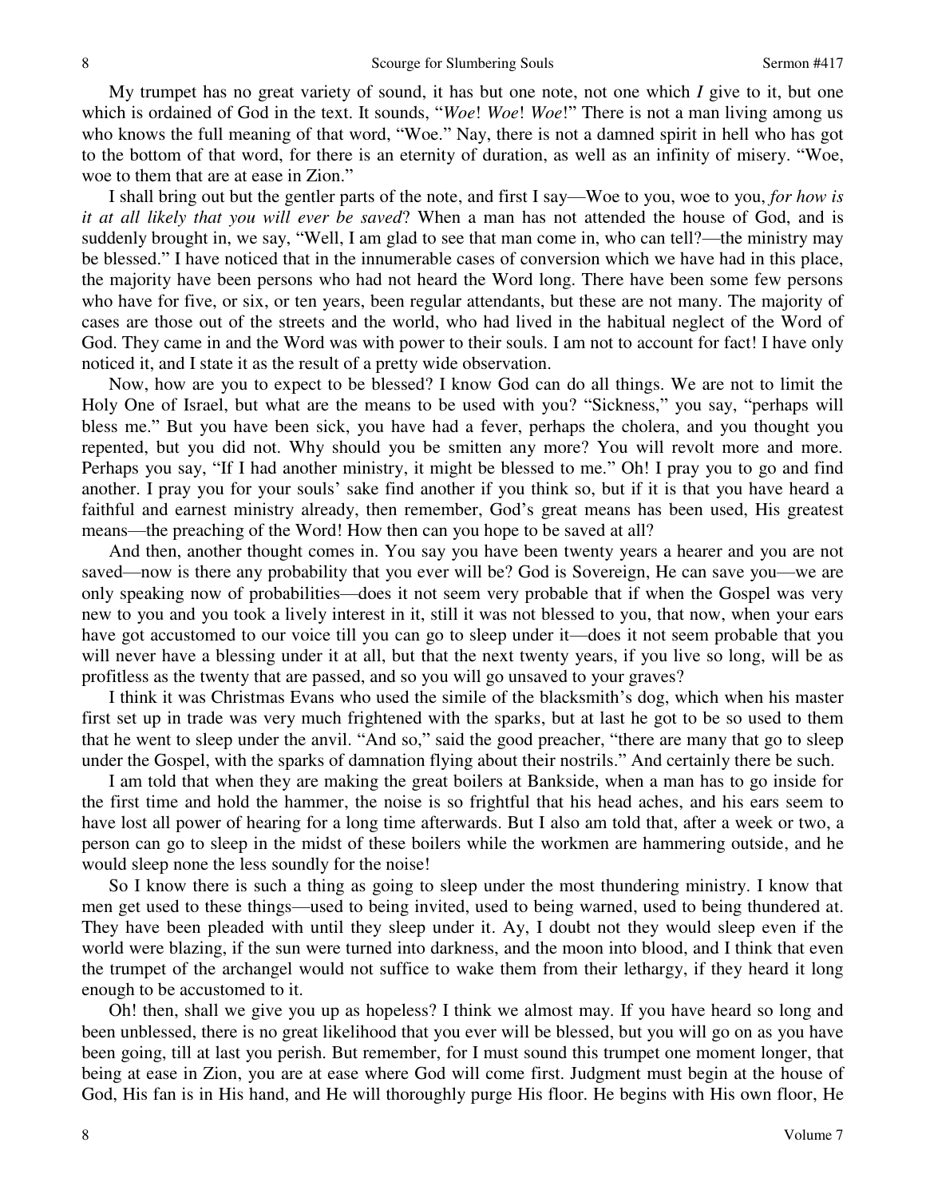My trumpet has no great variety of sound, it has but one note, not one which *I* give to it, but one which is ordained of God in the text. It sounds, "*Woe*! *Woe*! *Woe*!" There is not a man living among us who knows the full meaning of that word, "Woe." Nay, there is not a damned spirit in hell who has got to the bottom of that word, for there is an eternity of duration, as well as an infinity of misery. "Woe, woe to them that are at ease in Zion."

I shall bring out but the gentler parts of the note, and first I say—Woe to you, woe to you, *for how is it at all likely that you will ever be saved*? When a man has not attended the house of God, and is suddenly brought in, we say, "Well, I am glad to see that man come in, who can tell?—the ministry may be blessed." I have noticed that in the innumerable cases of conversion which we have had in this place, the majority have been persons who had not heard the Word long. There have been some few persons who have for five, or six, or ten years, been regular attendants, but these are not many. The majority of cases are those out of the streets and the world, who had lived in the habitual neglect of the Word of God. They came in and the Word was with power to their souls. I am not to account for fact! I have only noticed it, and I state it as the result of a pretty wide observation.

Now, how are you to expect to be blessed? I know God can do all things. We are not to limit the Holy One of Israel, but what are the means to be used with you? "Sickness," you say, "perhaps will bless me." But you have been sick, you have had a fever, perhaps the cholera, and you thought you repented, but you did not. Why should you be smitten any more? You will revolt more and more. Perhaps you say, "If I had another ministry, it might be blessed to me." Oh! I pray you to go and find another. I pray you for your souls' sake find another if you think so, but if it is that you have heard a faithful and earnest ministry already, then remember, God's great means has been used, His greatest means—the preaching of the Word! How then can you hope to be saved at all?

And then, another thought comes in. You say you have been twenty years a hearer and you are not saved—now is there any probability that you ever will be? God is Sovereign, He can save you—we are only speaking now of probabilities—does it not seem very probable that if when the Gospel was very new to you and you took a lively interest in it, still it was not blessed to you, that now, when your ears have got accustomed to our voice till you can go to sleep under it—does it not seem probable that you will never have a blessing under it at all, but that the next twenty years, if you live so long, will be as profitless as the twenty that are passed, and so you will go unsaved to your graves?

I think it was Christmas Evans who used the simile of the blacksmith's dog, which when his master first set up in trade was very much frightened with the sparks, but at last he got to be so used to them that he went to sleep under the anvil. "And so," said the good preacher, "there are many that go to sleep under the Gospel, with the sparks of damnation flying about their nostrils." And certainly there be such.

I am told that when they are making the great boilers at Bankside, when a man has to go inside for the first time and hold the hammer, the noise is so frightful that his head aches, and his ears seem to have lost all power of hearing for a long time afterwards. But I also am told that, after a week or two, a person can go to sleep in the midst of these boilers while the workmen are hammering outside, and he would sleep none the less soundly for the noise!

So I know there is such a thing as going to sleep under the most thundering ministry. I know that men get used to these things—used to being invited, used to being warned, used to being thundered at. They have been pleaded with until they sleep under it. Ay, I doubt not they would sleep even if the world were blazing, if the sun were turned into darkness, and the moon into blood, and I think that even the trumpet of the archangel would not suffice to wake them from their lethargy, if they heard it long enough to be accustomed to it.

Oh! then, shall we give you up as hopeless? I think we almost may. If you have heard so long and been unblessed, there is no great likelihood that you ever will be blessed, but you will go on as you have been going, till at last you perish. But remember, for I must sound this trumpet one moment longer, that being at ease in Zion, you are at ease where God will come first. Judgment must begin at the house of God, His fan is in His hand, and He will thoroughly purge His floor. He begins with His own floor, He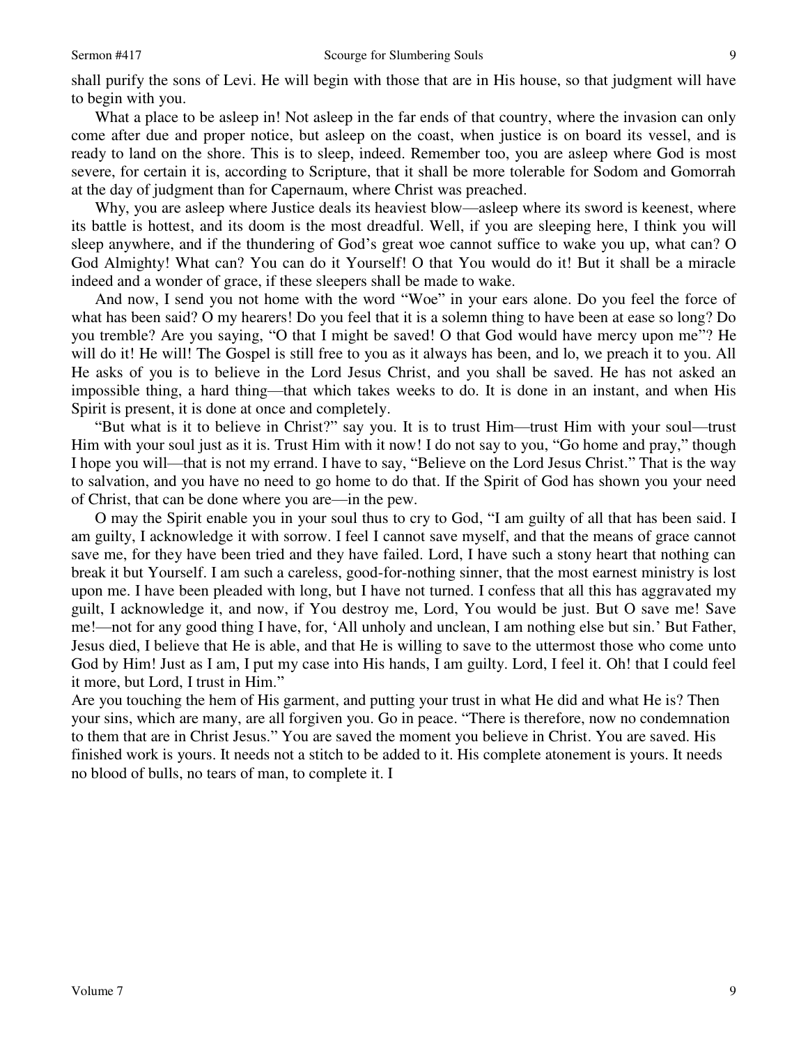shall purify the sons of Levi. He will begin with those that are in His house, so that judgment will have to begin with you.

What a place to be asleep in! Not asleep in the far ends of that country, where the invasion can only come after due and proper notice, but asleep on the coast, when justice is on board its vessel, and is ready to land on the shore. This is to sleep, indeed. Remember too, you are asleep where God is most severe, for certain it is, according to Scripture, that it shall be more tolerable for Sodom and Gomorrah at the day of judgment than for Capernaum, where Christ was preached.

Why, you are asleep where Justice deals its heaviest blow—asleep where its sword is keenest, where its battle is hottest, and its doom is the most dreadful. Well, if you are sleeping here, I think you will sleep anywhere, and if the thundering of God's great woe cannot suffice to wake you up, what can? O God Almighty! What can? You can do it Yourself! O that You would do it! But it shall be a miracle indeed and a wonder of grace, if these sleepers shall be made to wake.

And now, I send you not home with the word "Woe" in your ears alone. Do you feel the force of what has been said? O my hearers! Do you feel that it is a solemn thing to have been at ease so long? Do you tremble? Are you saying, "O that I might be saved! O that God would have mercy upon me"? He will do it! He will! The Gospel is still free to you as it always has been, and lo, we preach it to you. All He asks of you is to believe in the Lord Jesus Christ, and you shall be saved. He has not asked an impossible thing, a hard thing—that which takes weeks to do. It is done in an instant, and when His Spirit is present, it is done at once and completely.

"But what is it to believe in Christ?" say you. It is to trust Him—trust Him with your soul—trust Him with your soul just as it is. Trust Him with it now! I do not say to you, "Go home and pray," though I hope you will—that is not my errand. I have to say, "Believe on the Lord Jesus Christ." That is the way to salvation, and you have no need to go home to do that. If the Spirit of God has shown you your need of Christ, that can be done where you are—in the pew.

O may the Spirit enable you in your soul thus to cry to God, "I am guilty of all that has been said. I am guilty, I acknowledge it with sorrow. I feel I cannot save myself, and that the means of grace cannot save me, for they have been tried and they have failed. Lord, I have such a stony heart that nothing can break it but Yourself. I am such a careless, good-for-nothing sinner, that the most earnest ministry is lost upon me. I have been pleaded with long, but I have not turned. I confess that all this has aggravated my guilt, I acknowledge it, and now, if You destroy me, Lord, You would be just. But O save me! Save me!—not for any good thing I have, for, 'All unholy and unclean, I am nothing else but sin.' But Father, Jesus died, I believe that He is able, and that He is willing to save to the uttermost those who come unto God by Him! Just as I am, I put my case into His hands, I am guilty. Lord, I feel it. Oh! that I could feel it more, but Lord, I trust in Him."

Are you touching the hem of His garment, and putting your trust in what He did and what He is? Then your sins, which are many, are all forgiven you. Go in peace. "There is therefore, now no condemnation to them that are in Christ Jesus." You are saved the moment you believe in Christ. You are saved. His finished work is yours. It needs not a stitch to be added to it. His complete atonement is yours. It needs no blood of bulls, no tears of man, to complete it. I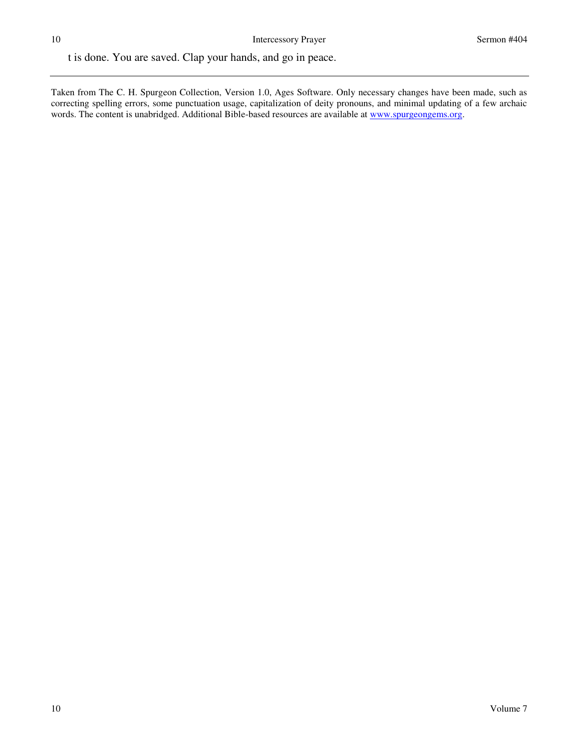t is done. You are saved. Clap your hands, and go in peace.

---

Taken from The C. H. Spurgeon Collection, Version 1.0, Ages Software. Only necessary changes have been made, such as correcting spelling errors, some punctuation usage, capitalization of deity pronouns, and minimal updating of a few archaic words. The content is unabridged. Additional Bible-based resources are available at www.spurgeongems.org.